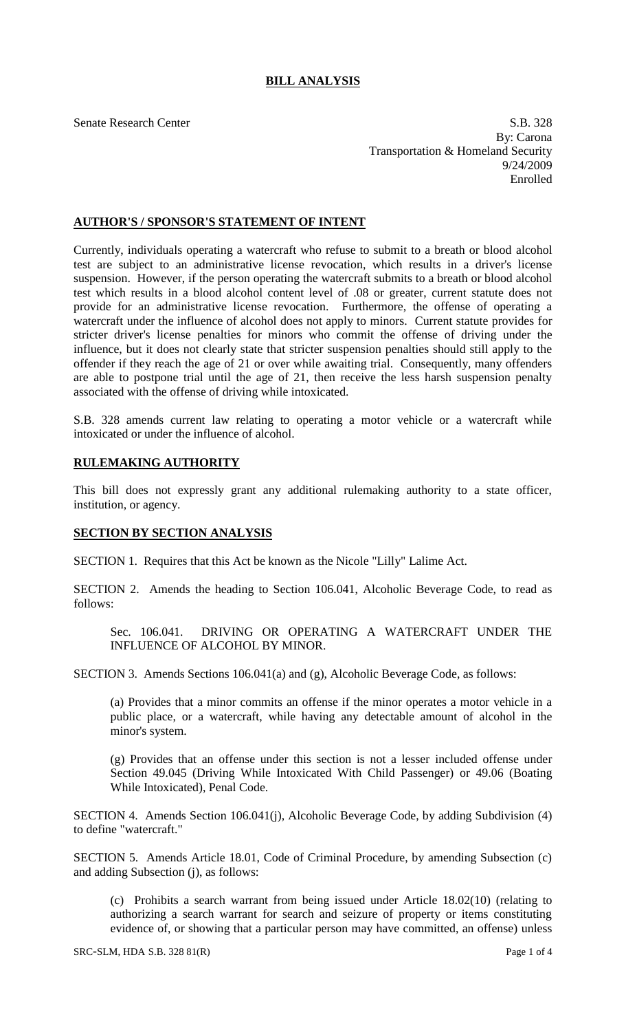# BILL ANALYSIS

Senate Research Center

S.B. 328
By: Carona
Transportation & Homeland Security
9/24/2009
Enrolled

## AUTHOR'S / SPONSOR'S STATEMENT OF INTENT

Currently, individuals operating a watercraft who refuse to submit to a breath or blood alcohol test are subject to an administrative license revocation, which results in a driver's license suspension. However, if the person operating the watercraft submits to a breath or blood alcohol test which results in a blood alcohol content level of .08 or greater, current statute does not provide for an administrative license revocation. Furthermore, the offense of operating a watercraft under the influence of alcohol does not apply to minors. Current statute provides for stricter driver's license penalties for minors who commit the offense of driving under the influence, but it does not clearly state that stricter suspension penalties should still apply to the offender if they reach the age of 21 or over while awaiting trial. Consequently, many offenders are able to postpone trial until the age of 21, then receive the less harsh suspension penalty associated with the offense of driving while intoxicated.

S.B. 328 amends current law relating to operating a motor vehicle or a watercraft while intoxicated or under the influence of alcohol.

## RULEMAKING AUTHORITY

This bill does not expressly grant any additional rulemaking authority to a state officer, institution, or agency.

## SECTION BY SECTION ANALYSIS

SECTION 1. Requires that this Act be known as the Nicole "Lilly" Lalime Act.

SECTION 2. Amends the heading to Section 106.041, Alcoholic Beverage Code, to read as follows:

Sec. 106.041. DRIVING OR OPERATING A WATERCRAFT UNDER THE INFLUENCE OF ALCOHOL BY MINOR.

SECTION 3. Amends Sections 106.041(a) and (g), Alcoholic Beverage Code, as follows:

(a) Provides that a minor commits an offense if the minor operates a motor vehicle in a public place, or a watercraft, while having any detectable amount of alcohol in the minor's system.

(g) Provides that an offense under this section is not a lesser included offense under Section 49.045 (Driving While Intoxicated With Child Passenger) or 49.06 (Boating While Intoxicated), Penal Code.

SECTION 4. Amends Section 106.041(j), Alcoholic Beverage Code, by adding Subdivision (4) to define "watercraft."

SECTION 5. Amends Article 18.01, Code of Criminal Procedure, by amending Subsection (c) and adding Subsection (j), as follows:

(c) Prohibits a search warrant from being issued under Article 18.02(10) (relating to authorizing a search warrant for search and seizure of property or items constituting evidence of, or showing that a particular person may have committed, an offense) unless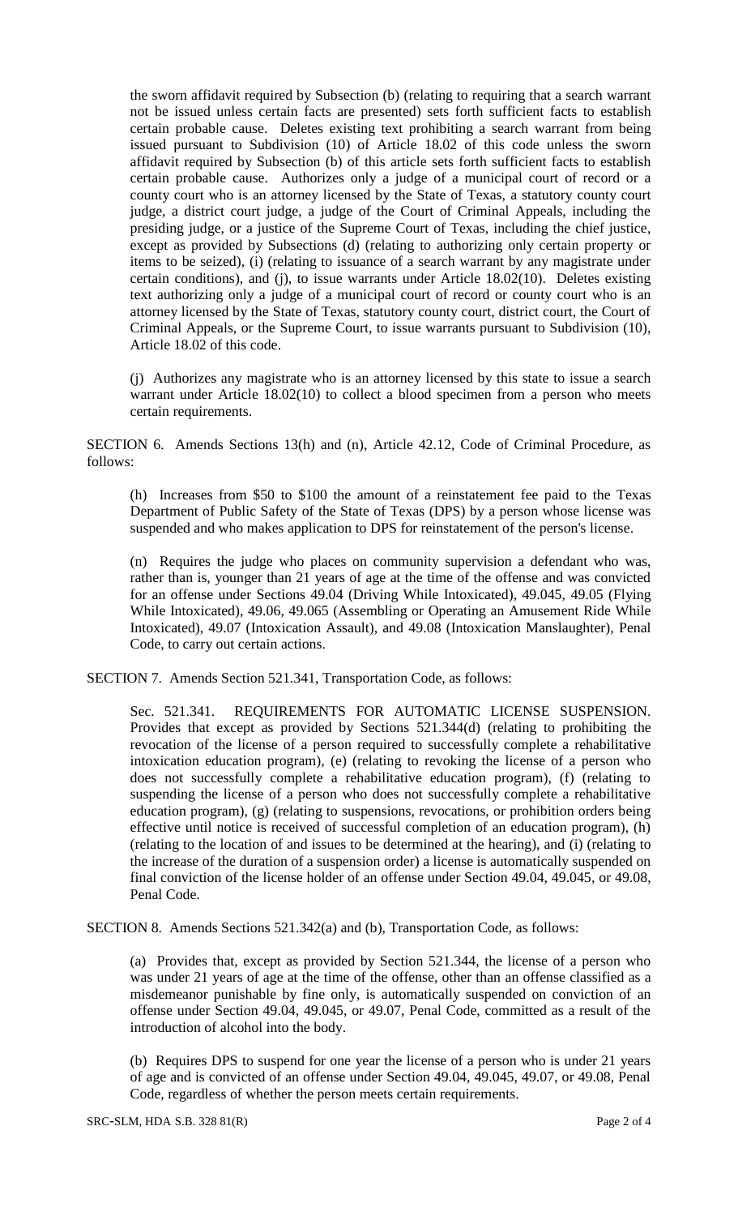the sworn affidavit required by Subsection (b) (relating to requiring that a search warrant not be issued unless certain facts are presented) sets forth sufficient facts to establish certain probable cause. Deletes existing text prohibiting a search warrant from being issued pursuant to Subdivision (10) of Article 18.02 of this code unless the sworn affidavit required by Subsection (b) of this article sets forth sufficient facts to establish certain probable cause. Authorizes only a judge of a municipal court of record or a county court who is an attorney licensed by the State of Texas, a statutory county court judge, a district court judge, a judge of the Court of Criminal Appeals, including the presiding judge, or a justice of the Supreme Court of Texas, including the chief justice, except as provided by Subsections (d) (relating to authorizing only certain property or items to be seized), (i) (relating to issuance of a search warrant by any magistrate under certain conditions), and (j), to issue warrants under Article 18.02(10). Deletes existing text authorizing only a judge of a municipal court of record or county court who is an attorney licensed by the State of Texas, statutory county court, district court, the Court of Criminal Appeals, or the Supreme Court, to issue warrants pursuant to Subdivision (10), Article 18.02 of this code.

(j) Authorizes any magistrate who is an attorney licensed by this state to issue a search warrant under Article 18.02(10) to collect a blood specimen from a person who meets certain requirements.

SECTION 6. Amends Sections 13(h) and (n), Article 42.12, Code of Criminal Procedure, as follows:

(h) Increases from $50 to $100 the amount of a reinstatement fee paid to the Texas Department of Public Safety of the State of Texas (DPS) by a person whose license was suspended and who makes application to DPS for reinstatement of the person's license.

(n) Requires the judge who places on community supervision a defendant who was, rather than is, younger than 21 years of age at the time of the offense and was convicted for an offense under Sections 49.04 (Driving While Intoxicated), 49.045, 49.05 (Flying While Intoxicated), 49.06, 49.065 (Assembling or Operating an Amusement Ride While Intoxicated), 49.07 (Intoxication Assault), and 49.08 (Intoxication Manslaughter), Penal Code, to carry out certain actions.

SECTION 7. Amends Section 521.341, Transportation Code, as follows:

Sec. 521.341. REQUIREMENTS FOR AUTOMATIC LICENSE SUSPENSION. Provides that except as provided by Sections 521.344(d) (relating to prohibiting the revocation of the license of a person required to successfully complete a rehabilitative intoxication education program), (e) (relating to revoking the license of a person who does not successfully complete a rehabilitative education program), (f) (relating to suspending the license of a person who does not successfully complete a rehabilitative education program), (g) (relating to suspensions, revocations, or prohibition orders being effective until notice is received of successful completion of an education program), (h) (relating to the location of and issues to be determined at the hearing), and (i) (relating to the increase of the duration of a suspension order) a license is automatically suspended on final conviction of the license holder of an offense under Section 49.04, 49.045, or 49.08, Penal Code.

SECTION 8. Amends Sections 521.342(a) and (b), Transportation Code, as follows:

(a) Provides that, except as provided by Section 521.344, the license of a person who was under 21 years of age at the time of the offense, other than an offense classified as a misdemeanor punishable by fine only, is automatically suspended on conviction of an offense under Section 49.04, 49.045, or 49.07, Penal Code, committed as a result of the introduction of alcohol into the body.

(b) Requires DPS to suspend for one year the license of a person who is under 21 years of age and is convicted of an offense under Section 49.04, 49.045, 49.07, or 49.08, Penal Code, regardless of whether the person meets certain requirements.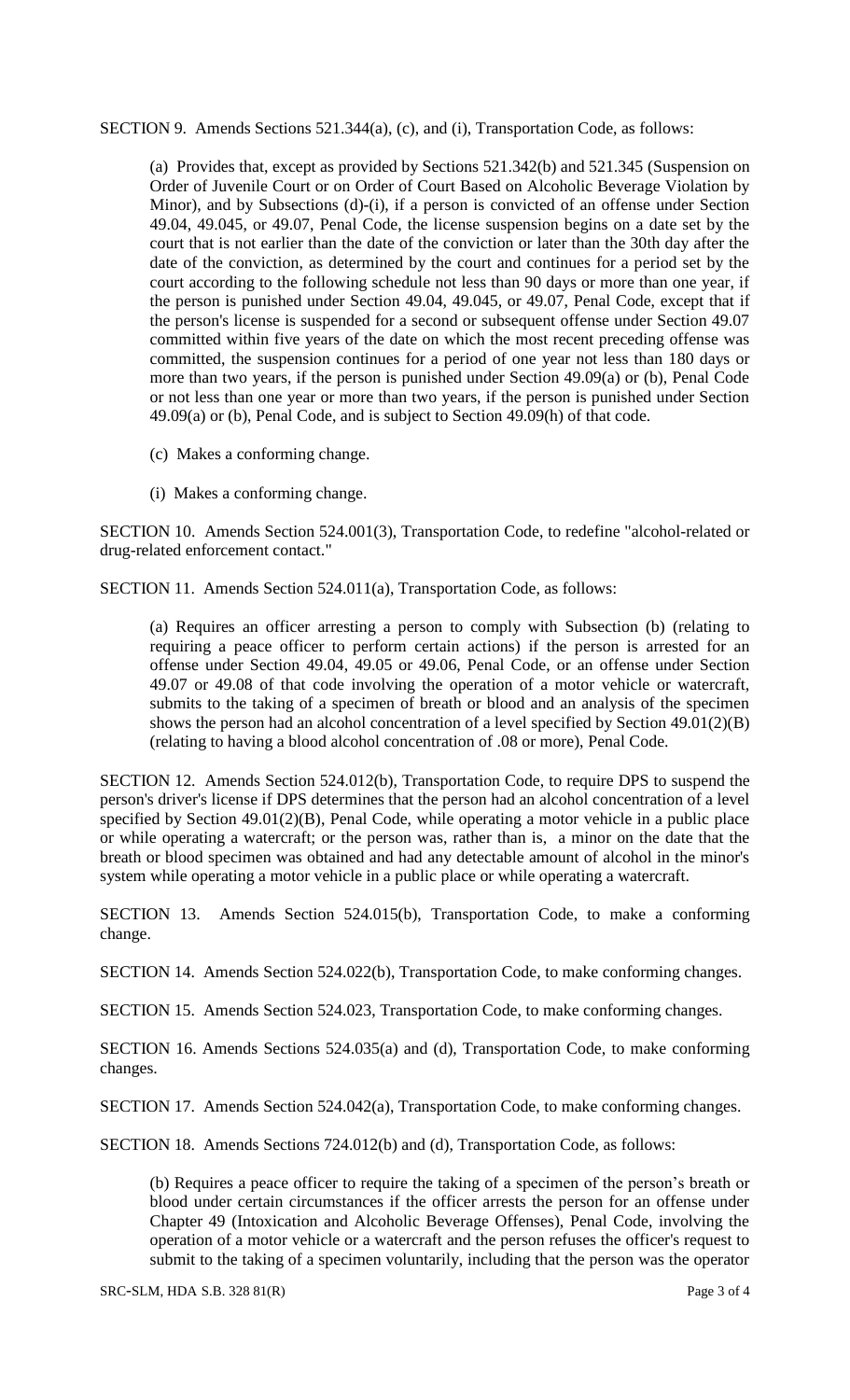SECTION 9. Amends Sections 521.344(a), (c), and (i), Transportation Code, as follows:

> (a) Provides that, except as provided by Sections 521.342(b) and 521.345 (Suspension on Order of Juvenile Court or on Order of Court Based on Alcoholic Beverage Violation by Minor), and by Subsections (d)-(i), if a person is convicted of an offense under Section 49.04, 49.045, or 49.07, Penal Code, the license suspension begins on a date set by the court that is not earlier than the date of the conviction or later than the 30th day after the date of the conviction, as determined by the court and continues for a period set by the court according to the following schedule not less than 90 days or more than one year, if the person is punished under Section 49.04, 49.045, or 49.07, Penal Code, except that if the person's license is suspended for a second or subsequent offense under Section 49.07 committed within five years of the date on which the most recent preceding offense was committed, the suspension continues for a period of one year not less than 180 days or more than two years, if the person is punished under Section 49.09(a) or (b), Penal Code or not less than one year or more than two years, if the person is punished under Section 49.09(a) or (b), Penal Code, and is subject to Section 49.09(h) of that code.
>
> (c) Makes a conforming change.
>
> (i) Makes a conforming change.

SECTION 10. Amends Section 524.001(3), Transportation Code, to redefine "alcohol-related or drug-related enforcement contact."

SECTION 11. Amends Section 524.011(a), Transportation Code, as follows:

> (a) Requires an officer arresting a person to comply with Subsection (b) (relating to requiring a peace officer to perform certain actions) if the person is arrested for an offense under Section 49.04, 49.05 or 49.06, Penal Code, or an offense under Section 49.07 or 49.08 of that code involving the operation of a motor vehicle or watercraft, submits to the taking of a specimen of breath or blood and an analysis of the specimen shows the person had an alcohol concentration of a level specified by Section 49.01(2)(B) (relating to having a blood alcohol concentration of .08 or more), Penal Code.

SECTION 12. Amends Section 524.012(b), Transportation Code, to require DPS to suspend the person's driver's license if DPS determines that the person had an alcohol concentration of a level specified by Section 49.01(2)(B), Penal Code, while operating a motor vehicle in a public place or while operating a watercraft; or the person was, rather than is, a minor on the date that the breath or blood specimen was obtained and had any detectable amount of alcohol in the minor's system while operating a motor vehicle in a public place or while operating a watercraft.

SECTION 13. Amends Section 524.015(b), Transportation Code, to make a conforming change.

SECTION 14. Amends Section 524.022(b), Transportation Code, to make conforming changes.

SECTION 15. Amends Section 524.023, Transportation Code, to make conforming changes.

SECTION 16. Amends Sections 524.035(a) and (d), Transportation Code, to make conforming changes.

SECTION 17. Amends Section 524.042(a), Transportation Code, to make conforming changes.

SECTION 18. Amends Sections 724.012(b) and (d), Transportation Code, as follows:

> (b) Requires a peace officer to require the taking of a specimen of the person's breath or blood under certain circumstances if the officer arrests the person for an offense under Chapter 49 (Intoxication and Alcoholic Beverage Offenses), Penal Code, involving the operation of a motor vehicle or a watercraft and the person refuses the officer's request to submit to the taking of a specimen voluntarily, including that the person was the operator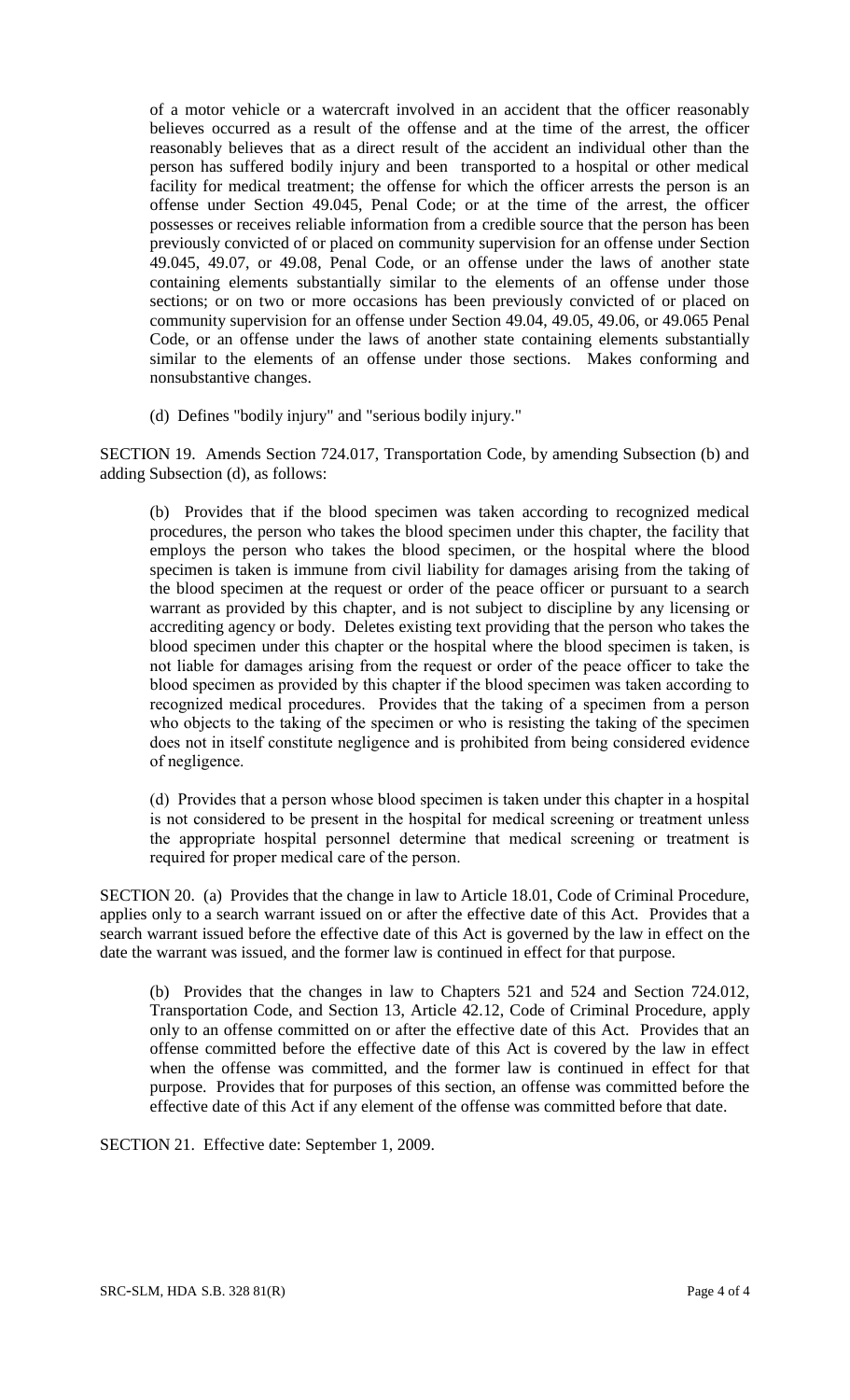of a motor vehicle or a watercraft involved in an accident that the officer reasonably believes occurred as a result of the offense and at the time of the arrest, the officer reasonably believes that as a direct result of the accident an individual other than the person has suffered bodily injury and been transported to a hospital or other medical facility for medical treatment; the offense for which the officer arrests the person is an offense under Section 49.045, Penal Code; or at the time of the arrest, the officer possesses or receives reliable information from a credible source that the person has been previously convicted of or placed on community supervision for an offense under Section 49.045, 49.07, or 49.08, Penal Code, or an offense under the laws of another state containing elements substantially similar to the elements of an offense under those sections; or on two or more occasions has been previously convicted of or placed on community supervision for an offense under Section 49.04, 49.05, 49.06, or 49.065 Penal Code, or an offense under the laws of another state containing elements substantially similar to the elements of an offense under those sections. Makes conforming and nonsubstantive changes.

(d) Defines "bodily injury" and "serious bodily injury."

SECTION 19. Amends Section 724.017, Transportation Code, by amending Subsection (b) and adding Subsection (d), as follows:

(b) Provides that if the blood specimen was taken according to recognized medical procedures, the person who takes the blood specimen under this chapter, the facility that employs the person who takes the blood specimen, or the hospital where the blood specimen is taken is immune from civil liability for damages arising from the taking of the blood specimen at the request or order of the peace officer or pursuant to a search warrant as provided by this chapter, and is not subject to discipline by any licensing or accrediting agency or body. Deletes existing text providing that the person who takes the blood specimen under this chapter or the hospital where the blood specimen is taken, is not liable for damages arising from the request or order of the peace officer to take the blood specimen as provided by this chapter if the blood specimen was taken according to recognized medical procedures. Provides that the taking of a specimen from a person who objects to the taking of the specimen or who is resisting the taking of the specimen does not in itself constitute negligence and is prohibited from being considered evidence of negligence.

(d) Provides that a person whose blood specimen is taken under this chapter in a hospital is not considered to be present in the hospital for medical screening or treatment unless the appropriate hospital personnel determine that medical screening or treatment is required for proper medical care of the person.

SECTION 20. (a) Provides that the change in law to Article 18.01, Code of Criminal Procedure, applies only to a search warrant issued on or after the effective date of this Act. Provides that a search warrant issued before the effective date of this Act is governed by the law in effect on the date the warrant was issued, and the former law is continued in effect for that purpose.

(b) Provides that the changes in law to Chapters 521 and 524 and Section 724.012, Transportation Code, and Section 13, Article 42.12, Code of Criminal Procedure, apply only to an offense committed on or after the effective date of this Act. Provides that an offense committed before the effective date of this Act is covered by the law in effect when the offense was committed, and the former law is continued in effect for that purpose. Provides that for purposes of this section, an offense was committed before the effective date of this Act if any element of the offense was committed before that date.

SECTION 21. Effective date: September 1, 2009.